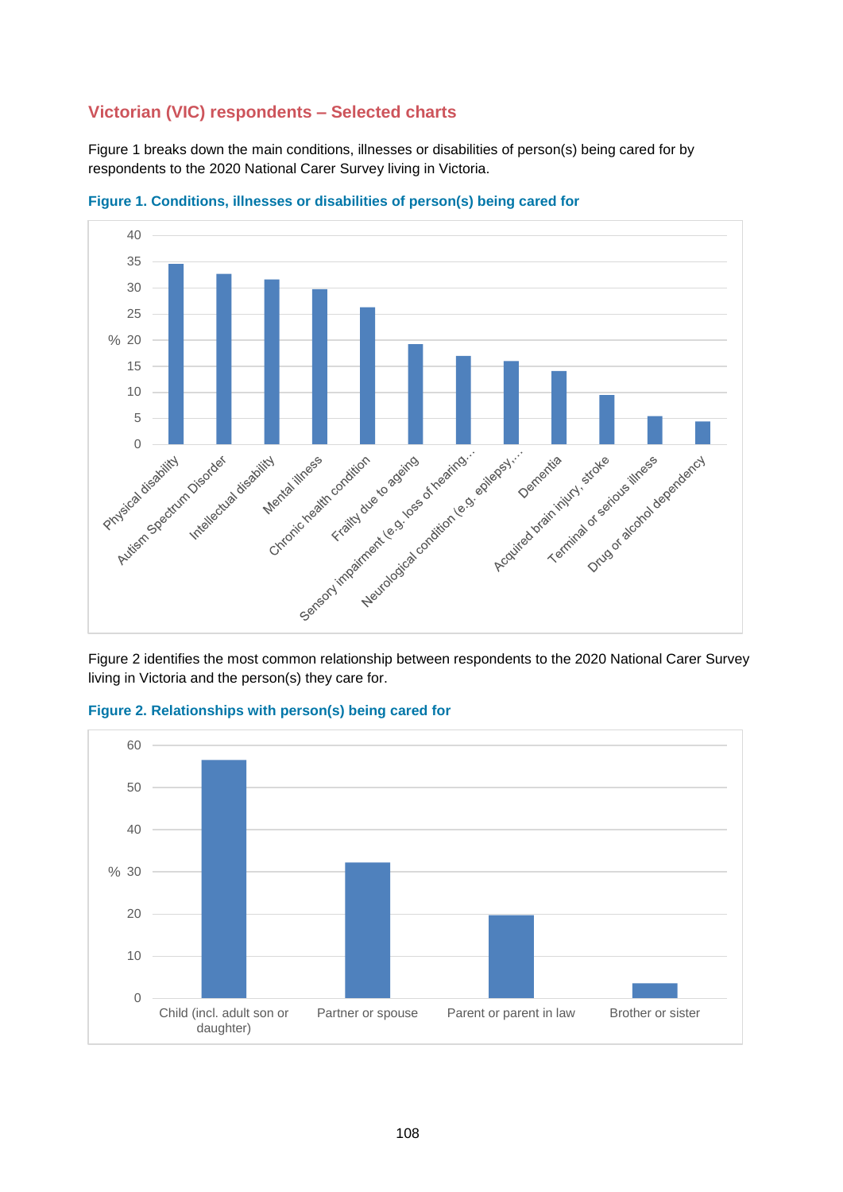## Victorian (VIC) respondents – Selected charts

Figure 1 breaks down the main conditions, illnesses or disabilities of person(s) being cared for by respondents to the 2020 National Carer Survey living in Victoria.

**Figure 1. Conditions, illnesses or disabilities of person(s) being cared for**

Figure 2 identifies the most common relationship between respondents to the 2020 National Carer Survey living in Victoria and the person(s) they care for.

**Figure 2. Relationships with person(s) being cared for**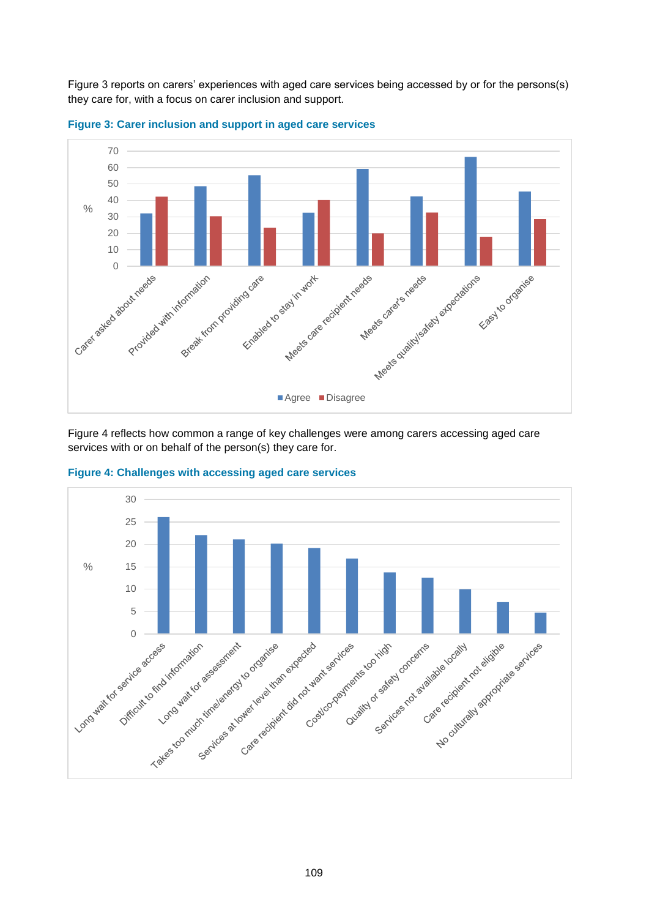Figure 3 reports on carers' experiences with aged care services being accessed by or for the persons(s) they care for, with a focus on carer inclusion and support.

**Figure 3: Carer inclusion and support in aged care services**

**Figure 4: Challenges with accessing aged care services**

Figure 4 reflects how common a range of key challenges were among carers accessing aged care services with or on behalf of the person(s) they care for.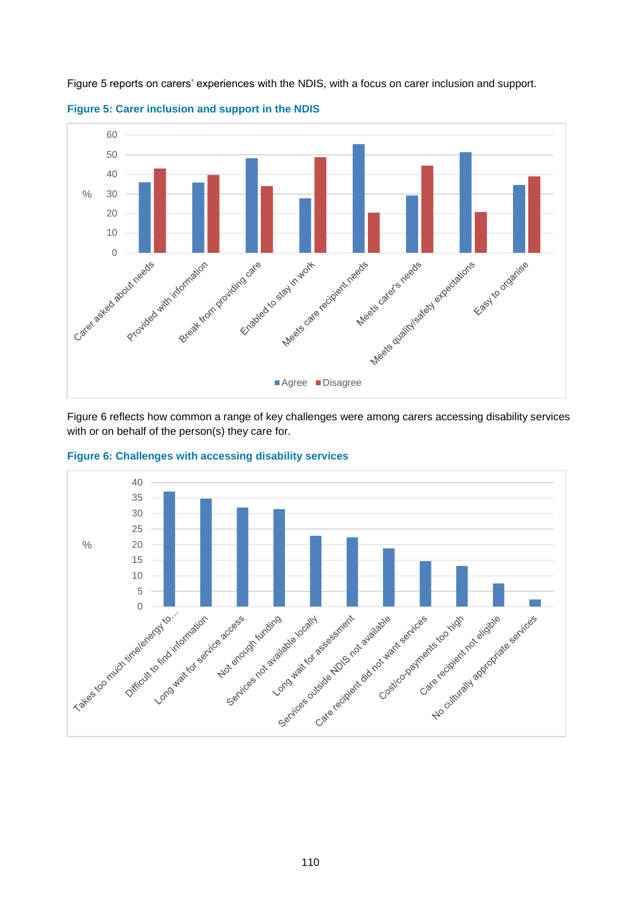Figure 5 reports on carers' experiences with the NDIS, with a focus on carer inclusion and support.

**Figure 5: Carer inclusion and support in the NDIS**

Figure 6 reflects how common a range of key challenges were among carers accessing disability services with or on behalf of the person(s) they care for.

**Figure 6: Challenges with accessing disability services**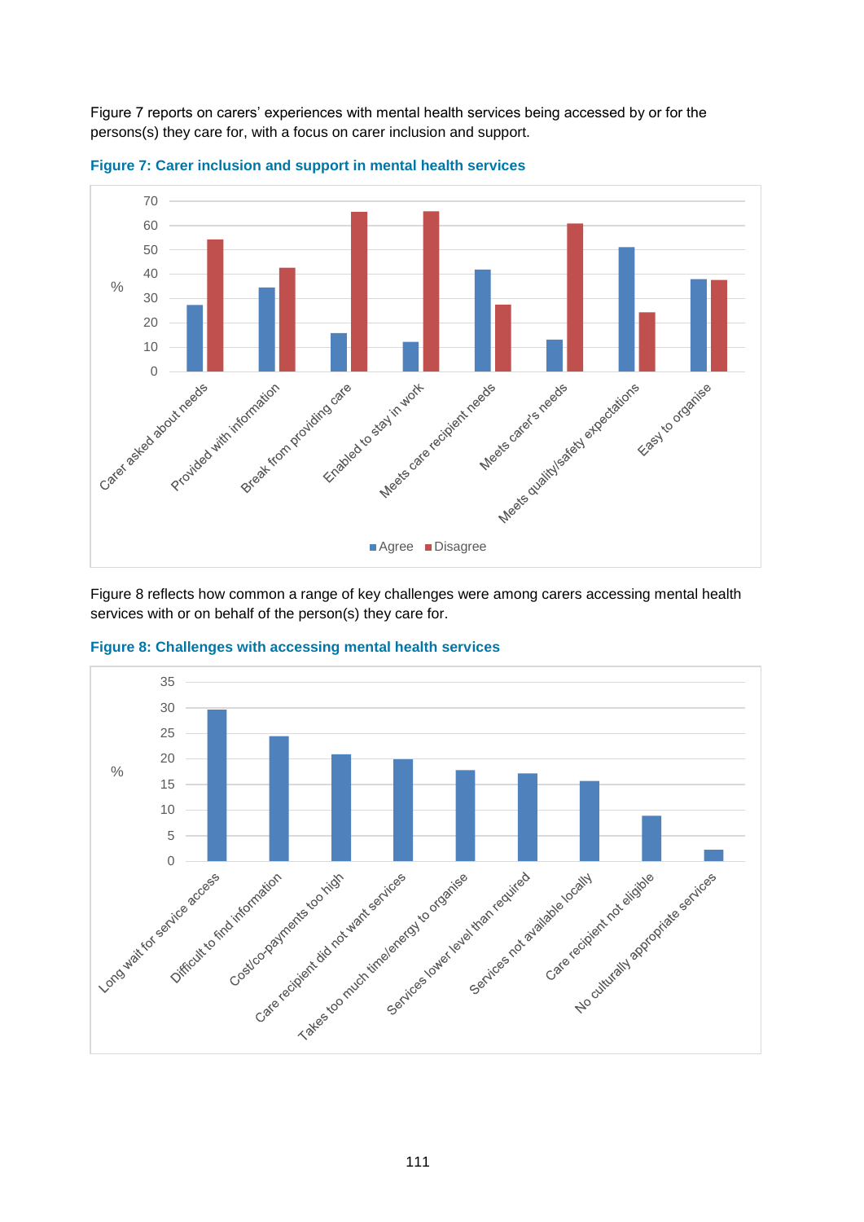Figure 7 reports on carers' experiences with mental health services being accessed by or for the persons(s) they care for, with a focus on carer inclusion and support.

**Figure 7: Carer inclusion and support in mental health services**

Figure 8 reflects how common a range of key challenges were among carers accessing mental health services with or on behalf of the person(s) they care for.

**Figure 8: Challenges with accessing mental health services**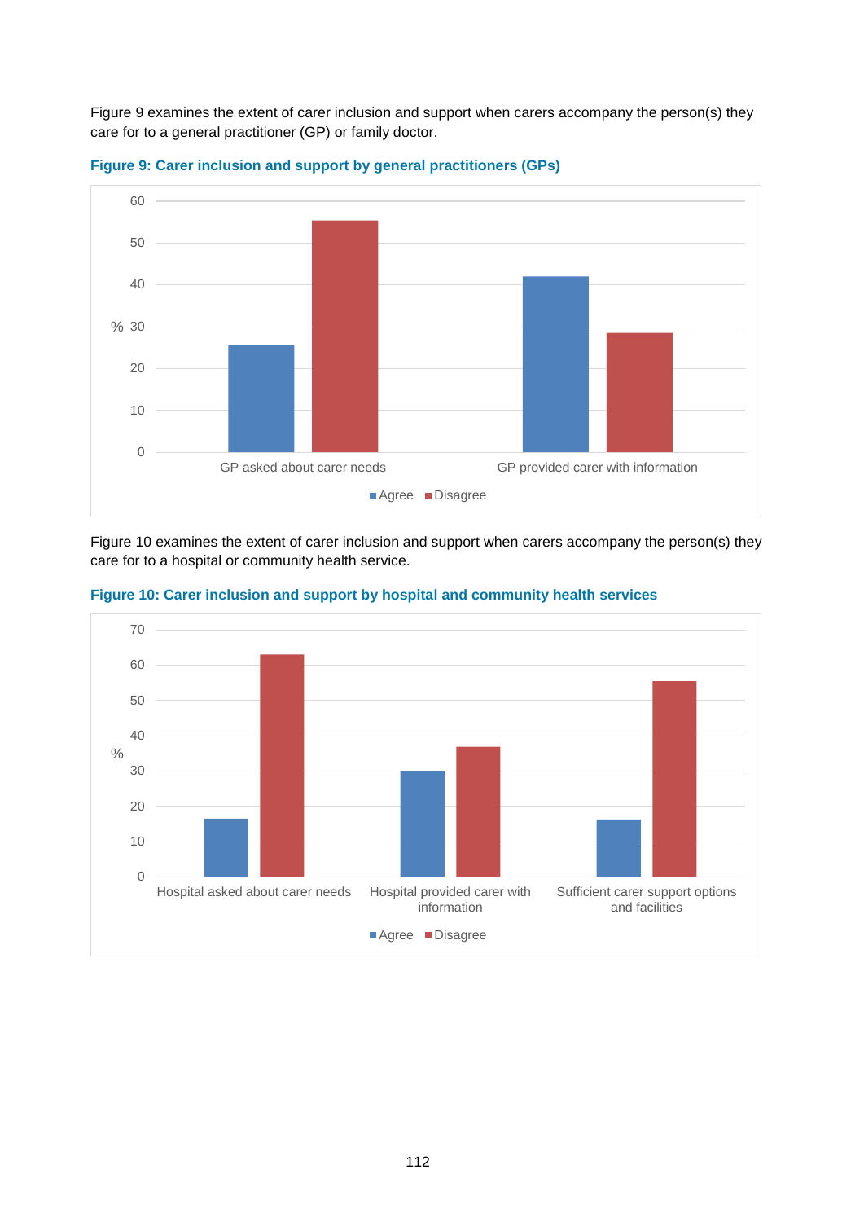Figure 9 examines the extent of carer inclusion and support when carers accompany the person(s) they care for to a general practitioner (GP) or family doctor.

**Figure 9: Carer inclusion and support by general practitioners (GPs)**

Figure 10 examines the extent of carer inclusion and support when carers accompany the person(s) they care for to a hospital or community health service.

**Figure 10: Carer inclusion and support by hospital and community health services**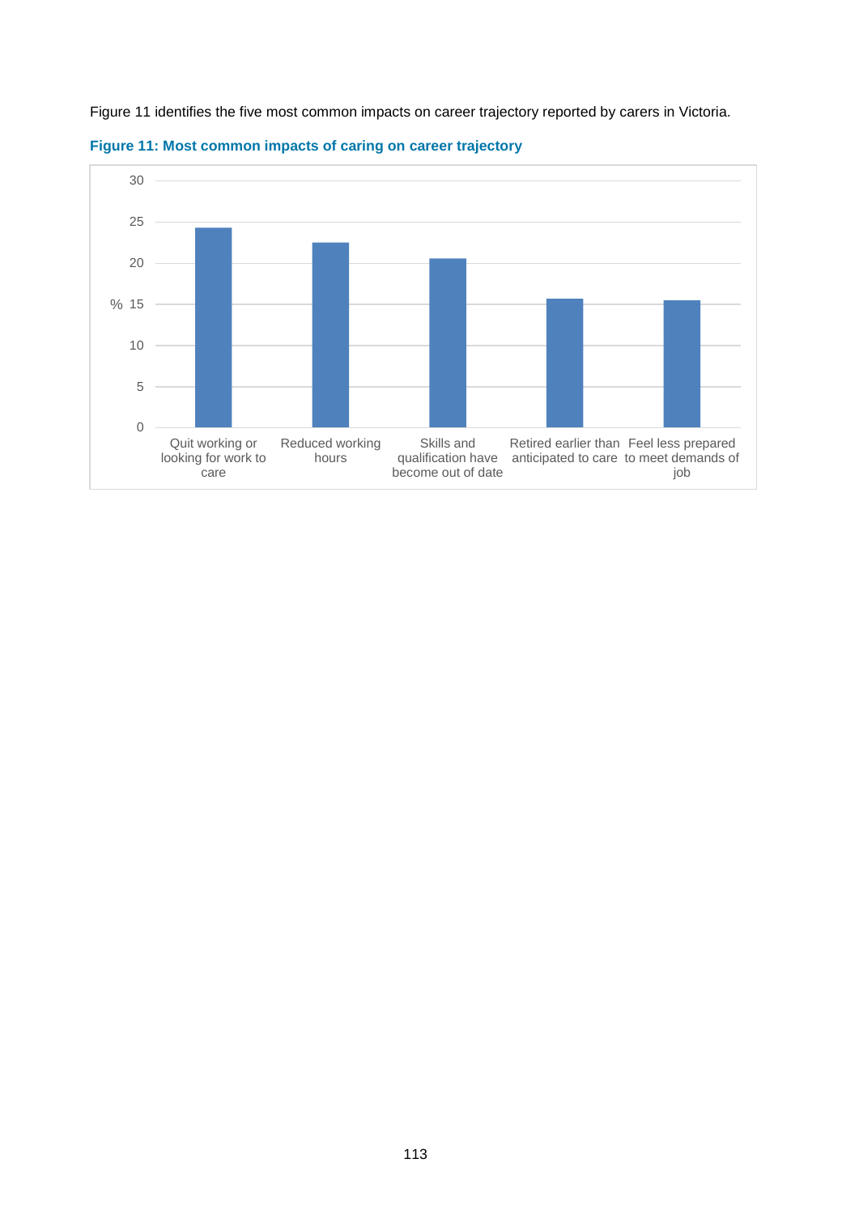Figure 11 identifies the five most common impacts on career trajectory reported by carers in Victoria.

**Figure 11: Most common impacts of caring on career trajectory**

30
25
20
% 15
10
5
0

Quit working or looking for work to care
Reduced working hours
Skills and qualification have become out of date
Retired earlier than anticipated to care
Feel less prepared to meet demands of job